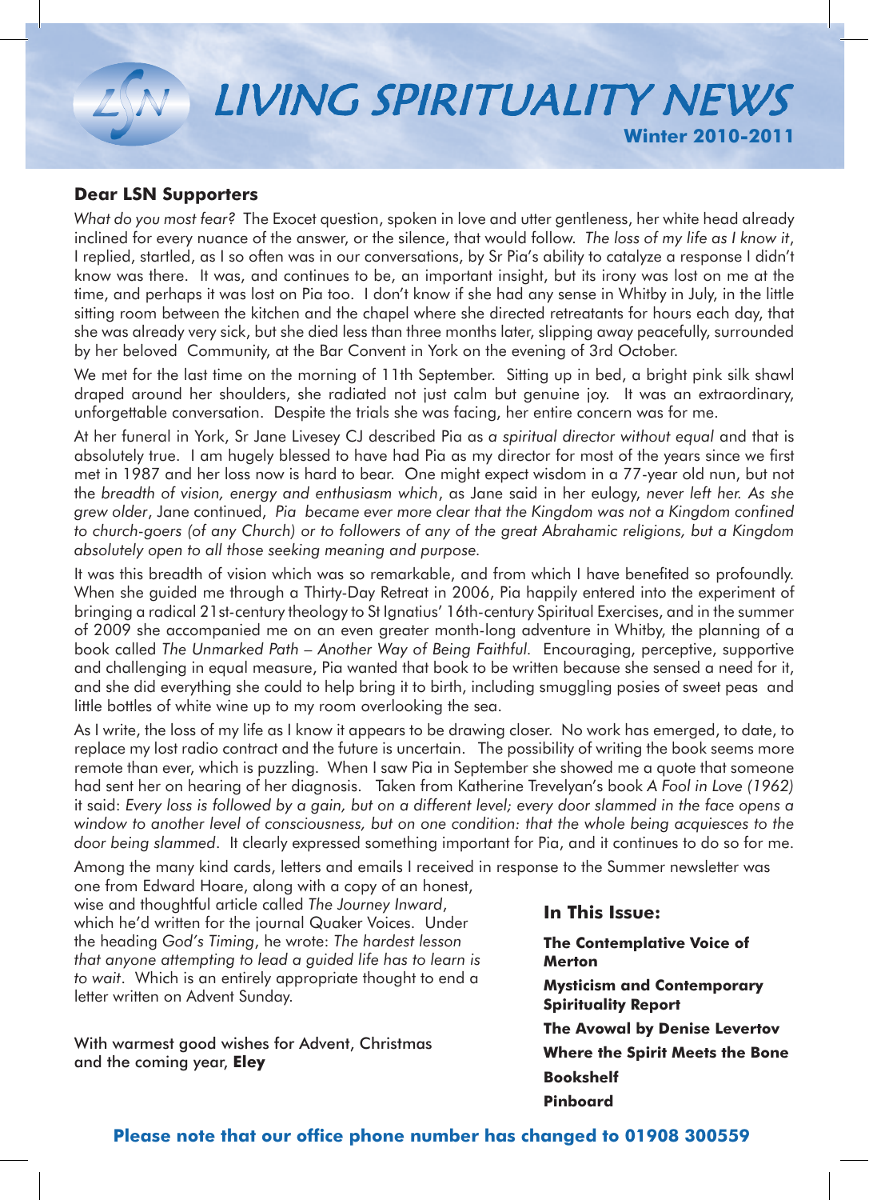# LIVING SPIRITUALITY NEWS

**Winter 2010-2011**

## Dear LSN Supporters

*What do you most fear?* The Exocet question, spoken in love and utter gentleness, her white head already inclined for every nuance of the answer, or the silence, that would follow. *The loss of my life as I know it*, I replied, startled, as I so often was in our conversations, by Sr Pia's ability to catalyze a response I didn't know was there. It was, and continues to be, an important insight, but its irony was lost on me at the time, and perhaps it was lost on Pia too. I don't know if she had any sense in Whitby in July, in the little sitting room between the kitchen and the chapel where she directed retreatants for hours each day, that she was already very sick, but she died less than three months later, slipping away peacefully, surrounded by her beloved Community, at the Bar Convent in York on the evening of 3rd October.

We met for the last time on the morning of 11th September. Sitting up in bed, a bright pink silk shawl draped around her shoulders, she radiated not just calm but genuine joy. It was an extraordinary, unforgettable conversation. Despite the trials she was facing, her entire concern was for me.

At her funeral in York, Sr Jane Livesey CJ described Pia as *a spiritual director without equal* and that is absolutely true. I am hugely blessed to have had Pia as my director for most of the years since we first met in 1987 and her loss now is hard to bear. One might expect wisdom in a 77-year old nun, but not the *breadth of vision, energy and enthusiasm which*, as Jane said in her eulogy, *never left her. As she grew older*, Jane continued, *Pia became ever more clear that the Kingdom was not a Kingdom confined to church-goers (of any Church) or to followers of any of the great Abrahamic religions, but a Kingdom absolutely open to all those seeking meaning and purpose.*

It was this breadth of vision which was so remarkable, and from which I have benefited so profoundly. When she guided me through a Thirty-Day Retreat in 2006, Pia happily entered into the experiment of bringing a radical 21st-century theology to St Ignatius' 16th-century Spiritual Exercises, and in the summer of 2009 she accompanied me on an even greater month-long adventure in Whitby, the planning of a book called *The Unmarked Path – Another Way of Being Faithful*. Encouraging, perceptive, supportive and challenging in equal measure, Pia wanted that book to be written because she sensed a need for it, and she did everything she could to help bring it to birth, including smuggling posies of sweet peas and little bottles of white wine up to my room overlooking the sea.

As I write, the loss of my life as I know it appears to be drawing closer. No work has emerged, to date, to replace my lost radio contract and the future is uncertain. The possibility of writing the book seems more remote than ever, which is puzzling. When I saw Pia in September she showed me a quote that someone had sent her on hearing of her diagnosis. Taken from Katherine Trevelyan's book *A Fool in Love (1962)* it said: *Every loss is followed by a gain, but on a different level; every door slammed in the face opens a window to another level of consciousness, but on one condition: that the whole being acquiesces to the door being slammed*. It clearly expressed something important for Pia, and it continues to do so for me.

Among the many kind cards, letters and emails I received in response to the Summer newsletter was one from Edward Hoare, along with a copy of an honest, wise and thoughtful article called *The Journey Inward*, which he'd written for the journal Quaker Voices. Under the heading *God's Timing*, he wrote: *The hardest lesson that anyone attempting to lead a guided life has to learn is to wait*. Which is an entirely appropriate thought to end a letter written on Advent Sunday.

With warmest good wishes for Advent, Christmas and the coming year, **Eley**

### In This Issue:

**The Contemplative Voice of Merton**

**Mysticism and Contemporary Spirituality Report**

**The Avowal by Denise Levertov**

**Where the Spirit Meets the Bone**

**Bookshelf**

**Pinboard**

**Please note that our office phone number has changed to 01908 300559**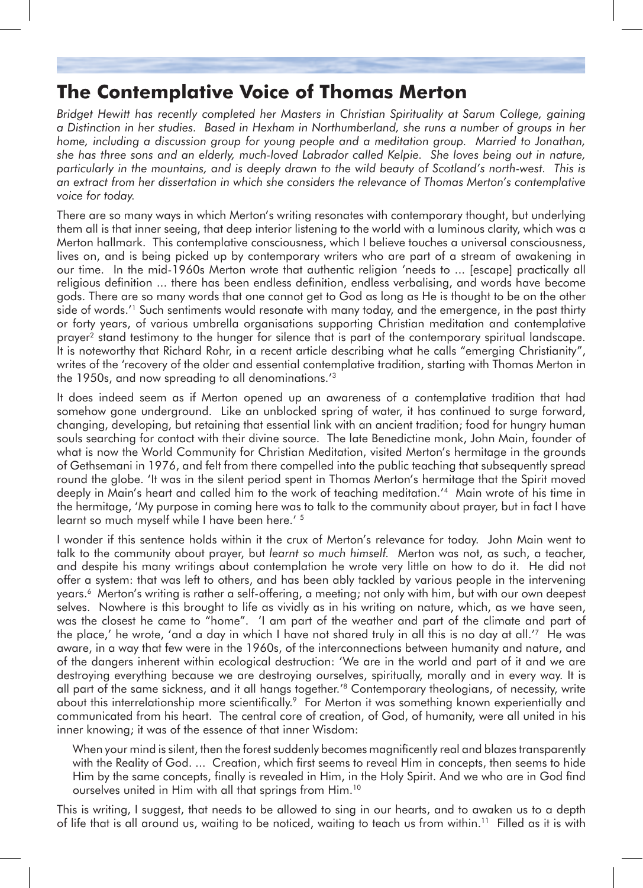# The Contemplative Voice of Thomas Merton

*Bridget Hewitt has recently completed her Masters in Christian Spirituality at Sarum College, gaining a Distinction in her studies. Based in Hexham in Northumberland, she runs a number of groups in her home, including a discussion group for young people and a meditation group. Married to Jonathan, she has three sons and an elderly, much-loved Labrador called Kelpie. She loves being out in nature, particularly in the mountains, and is deeply drawn to the wild beauty of Scotland's north-west. This is an extract from her dissertation in which she considers the relevance of Thomas Merton's contemplative voice for today.*

There are so many ways in which Merton's writing resonates with contemporary thought, but underlying them all is that inner seeing, that deep interior listening to the world with a luminous clarity, which was a Merton hallmark. This contemplative consciousness, which I believe touches a universal consciousness, lives on, and is being picked up by contemporary writers who are part of a stream of awakening in our time. In the mid-1960s Merton wrote that authentic religion 'needs to ... [escape] practically all religious definition ... there has been endless definition, endless verbalising, and words have become gods. There are so many words that one cannot get to God as long as He is thought to be on the other side of words.'[1] Such sentiments would resonate with many today, and the emergence, in the past thirty or forty years, of various umbrella organisations supporting Christian meditation and contemplative prayer[2] stand testimony to the hunger for silence that is part of the contemporary spiritual landscape. It is noteworthy that Richard Rohr, in a recent article describing what he calls "emerging Christianity", writes of the 'recovery of the older and essential contemplative tradition, starting with Thomas Merton in the 1950s, and now spreading to all denominations.'[3]

It does indeed seem as if Merton opened up an awareness of a contemplative tradition that had somehow gone underground. Like an unblocked spring of water, it has continued to surge forward, changing, developing, but retaining that essential link with an ancient tradition; food for hungry human souls searching for contact with their divine source. The late Benedictine monk, John Main, founder of what is now the World Community for Christian Meditation, visited Merton's hermitage in the grounds of Gethsemani in 1976, and felt from there compelled into the public teaching that subsequently spread round the globe. 'It was in the silent period spent in Thomas Merton's hermitage that the Spirit moved deeply in Main's heart and called him to the work of teaching meditation.'[4] Main wrote of his time in the hermitage, 'My purpose in coming here was to talk to the community about prayer, but in fact I have learnt so much myself while I have been here.'[5]

I wonder if this sentence holds within it the crux of Merton's relevance for today. John Main went to talk to the community about prayer, but *learnt so much himself.* Merton was not, as such, a teacher, and despite his many writings about contemplation he wrote very little on how to do it. He did not offer a system: that was left to others, and has been ably tackled by various people in the intervening years.[6] Merton's writing is rather a self-offering, a meeting; not only with him, but with our own deepest selves. Nowhere is this brought to life as vividly as in his writing on nature, which, as we have seen, was the closest he came to "home". 'I am part of the weather and part of the climate and part of the place,' he wrote, 'and a day in which I have not shared truly in all this is no day at all.'[7] He was aware, in a way that few were in the 1960s, of the interconnections between humanity and nature, and of the dangers inherent within ecological destruction: 'We are in the world and part of it and we are destroying everything because we are destroying ourselves, spiritually, morally and in every way. It is all part of the same sickness, and it all hangs together.'[8] Contemporary theologians, of necessity, write about this interrelationship more scientifically.[9] For Merton it was something known experientially and communicated from his heart. The central core of creation, of God, of humanity, were all united in his inner knowing; it was of the essence of that inner Wisdom:

> When your mind is silent, then the forest suddenly becomes magnificently real and blazes transparently with the Reality of God. ... Creation, which first seems to reveal Him in concepts, then seems to hide Him by the same concepts, finally is revealed in Him, in the Holy Spirit. And we who are in God find ourselves united in Him with all that springs from Him.[10]

This is writing, I suggest, that needs to be allowed to sing in our hearts, and to awaken us to a depth of life that is all around us, waiting to be noticed, waiting to teach us from within.[11] Filled as it is with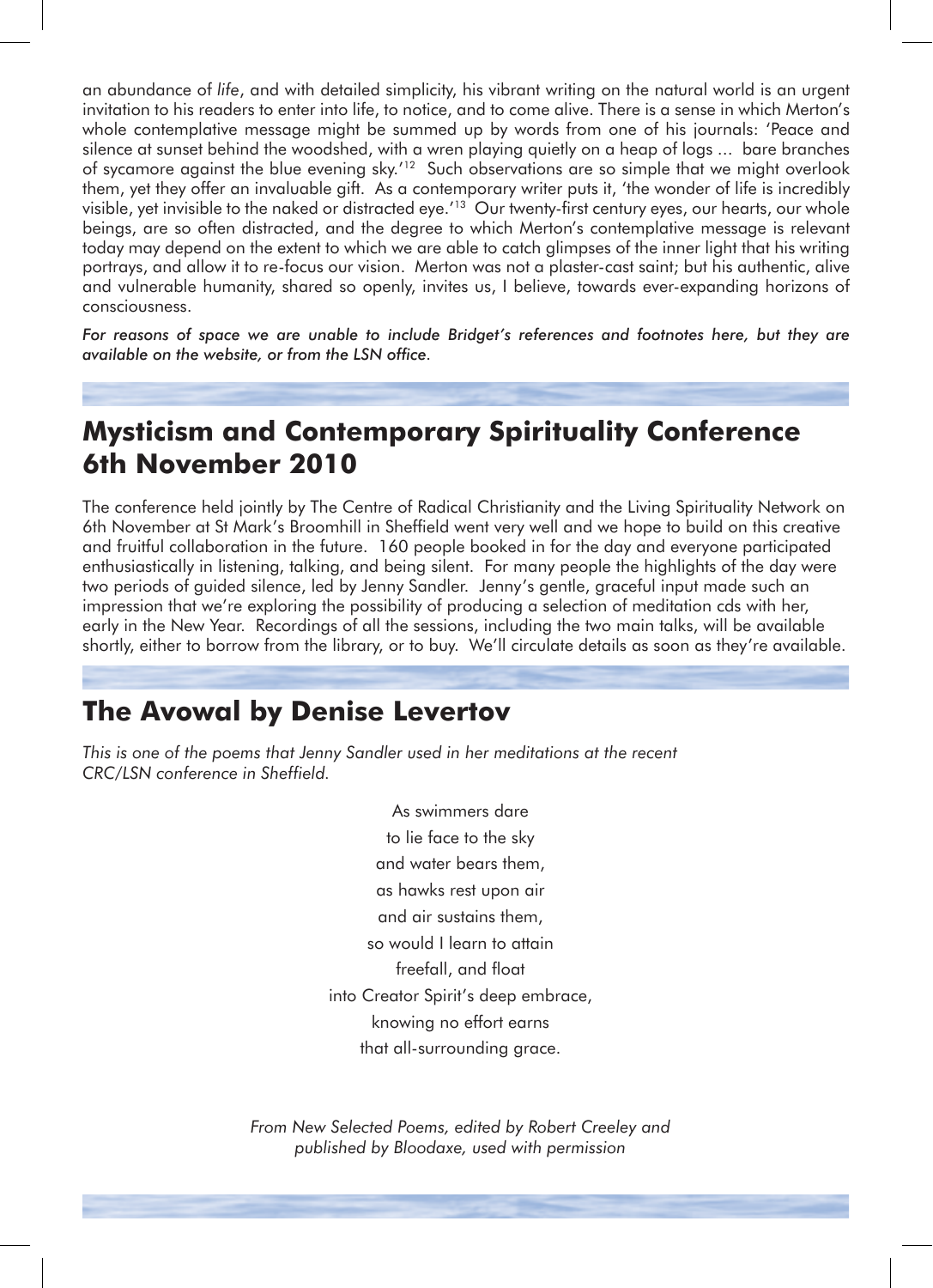an abundance of *life*, and with detailed simplicity, his vibrant writing on the natural world is an urgent invitation to his readers to enter into life, to notice, and to come alive. There is a sense in which Merton's whole contemplative message might be summed up by words from one of his journals: 'Peace and silence at sunset behind the woodshed, with a wren playing quietly on a heap of logs ... bare branches of sycamore against the blue evening sky.'[12] Such observations are so simple that we might overlook them, yet they offer an invaluable gift. As a contemporary writer puts it, 'the wonder of life is incredibly visible, yet invisible to the naked or distracted eye.'[13] Our twenty-first century eyes, our hearts, our whole beings, are so often distracted, and the degree to which Merton's contemplative message is relevant today may depend on the extent to which we are able to catch glimpses of the inner light that his writing portrays, and allow it to re-focus our vision. Merton was not a plaster-cast saint; but his authentic, alive and vulnerable humanity, shared so openly, invites us, I believe, towards ever-expanding horizons of consciousness.

*For reasons of space we are unable to include Bridget's references and footnotes here, but they are available on the website, or from the LSN office.*

## Mysticism and Contemporary Spirituality Conference 6th November 2010

The conference held jointly by The Centre of Radical Christianity and the Living Spirituality Network on 6th November at St Mark's Broomhill in Sheffield went very well and we hope to build on this creative and fruitful collaboration in the future. 160 people booked in for the day and everyone participated enthusiastically in listening, talking, and being silent. For many people the highlights of the day were two periods of guided silence, led by Jenny Sandler. Jenny's gentle, graceful input made such an impression that we're exploring the possibility of producing a selection of meditation cds with her, early in the New Year. Recordings of all the sessions, including the two main talks, will be available shortly, either to borrow from the library, or to buy. We'll circulate details as soon as they're available.

## The Avowal by Denise Levertov

*This is one of the poems that Jenny Sandler used in her meditations at the recent CRC/LSN conference in Sheffield.*

As swimmers dare
to lie face to the sky
and water bears them,
as hawks rest upon air
and air sustains them,
so would I learn to attain
freefall, and float
into Creator Spirit's deep embrace,
knowing no effort earns
that all-surrounding grace.

*From New Selected Poems, edited by Robert Creeley and published by Bloodaxe, used with permission*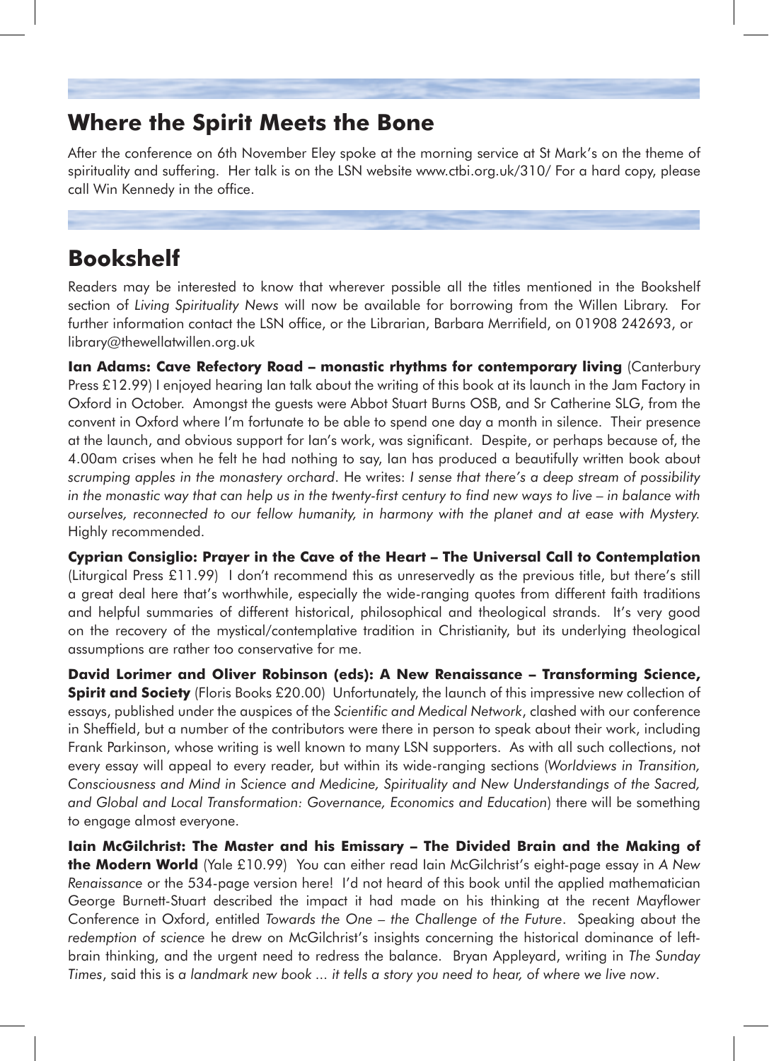## Where the Spirit Meets the Bone

After the conference on 6th November Eley spoke at the morning service at St Mark's on the theme of spirituality and suffering. Her talk is on the LSN website www.ctbi.org.uk/310/ For a hard copy, please call Win Kennedy in the office.

## Bookshelf

Readers may be interested to know that wherever possible all the titles mentioned in the Bookshelf section of *Living Spirituality News* will now be available for borrowing from the Willen Library. For further information contact the LSN office, or the Librarian, Barbara Merrifield, on 01908 242693, or library@thewellatwillen.org.uk

**Ian Adams: Cave Refectory Road – monastic rhythms for contemporary living** (Canterbury Press £12.99) I enjoyed hearing Ian talk about the writing of this book at its launch in the Jam Factory in Oxford in October. Amongst the guests were Abbot Stuart Burns OSB, and Sr Catherine SLG, from the convent in Oxford where I'm fortunate to be able to spend one day a month in silence. Their presence at the launch, and obvious support for Ian's work, was significant. Despite, or perhaps because of, the 4.00am crises when he felt he had nothing to say, Ian has produced a beautifully written book about *scrumping apples in the monastery orchard*. He writes: *I sense that there's a deep stream of possibility in the monastic way that can help us in the twenty-first century to find new ways to live – in balance with ourselves, reconnected to our fellow humanity, in harmony with the planet and at ease with Mystery.* Highly recommended.

**Cyprian Consiglio: Prayer in the Cave of the Heart – The Universal Call to Contemplation** (Liturgical Press £11.99) I don't recommend this as unreservedly as the previous title, but there's still a great deal here that's worthwhile, especially the wide-ranging quotes from different faith traditions and helpful summaries of different historical, philosophical and theological strands. It's very good on the recovery of the mystical/contemplative tradition in Christianity, but its underlying theological assumptions are rather too conservative for me.

**David Lorimer and Oliver Robinson (eds): A New Renaissance – Transforming Science, Spirit and Society** (Floris Books £20.00) Unfortunately, the launch of this impressive new collection of essays, published under the auspices of the *Scientific and Medical Network*, clashed with our conference in Sheffield, but a number of the contributors were there in person to speak about their work, including Frank Parkinson, whose writing is well known to many LSN supporters. As with all such collections, not every essay will appeal to every reader, but within its wide-ranging sections (*Worldviews in Transition, Consciousness and Mind in Science and Medicine, Spirituality and New Understandings of the Sacred, and Global and Local Transformation: Governance, Economics and Education*) there will be something to engage almost everyone.

**Iain McGilchrist: The Master and his Emissary – The Divided Brain and the Making of the Modern World** (Yale £10.99) You can either read Iain McGilchrist's eight-page essay in *A New Renaissance* or the 534-page version here! I'd not heard of this book until the applied mathematician George Burnett-Stuart described the impact it had made on his thinking at the recent Mayflower Conference in Oxford, entitled *Towards the One – the Challenge of the Future*. Speaking about the *redemption of science* he drew on McGilchrist's insights concerning the historical dominance of left-brain thinking, and the urgent need to redress the balance. Bryan Appleyard, writing in *The Sunday Times*, said this is *a landmark new book ... it tells a story you need to hear, of where we live now*.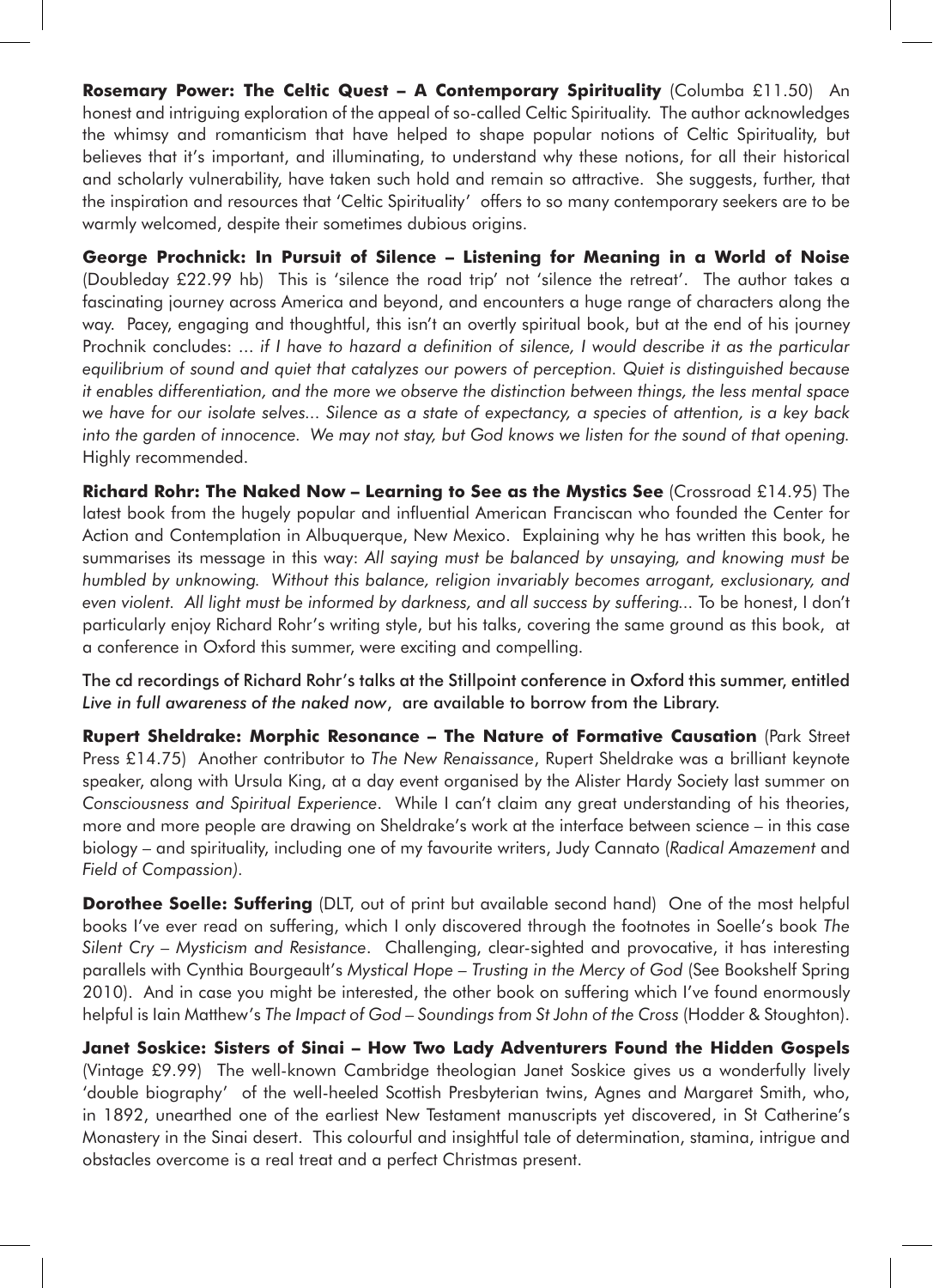**Rosemary Power: The Celtic Quest – A Contemporary Spirituality** (Columba £11.50) An honest and intriguing exploration of the appeal of so-called Celtic Spirituality. The author acknowledges the whimsy and romanticism that have helped to shape popular notions of Celtic Spirituality, but believes that it's important, and illuminating, to understand why these notions, for all their historical and scholarly vulnerability, have taken such hold and remain so attractive. She suggests, further, that the inspiration and resources that 'Celtic Spirituality' offers to so many contemporary seekers are to be warmly welcomed, despite their sometimes dubious origins.

**George Prochnick: In Pursuit of Silence – Listening for Meaning in a World of Noise** (Doubleday £22.99 hb) This is 'silence the road trip' not 'silence the retreat'. The author takes a fascinating journey across America and beyond, and encounters a huge range of characters along the way. Pacey, engaging and thoughtful, this isn't an overtly spiritual book, but at the end of his journey Prochnik concludes: ... *if I have to hazard a definition of silence, I would describe it as the particular equilibrium of sound and quiet that catalyzes our powers of perception. Quiet is distinguished because it enables differentiation, and the more we observe the distinction between things, the less mental space we have for our isolate selves... Silence as a state of expectancy, a species of attention, is a key back into the garden of innocence. We may not stay, but God knows we listen for the sound of that opening.* Highly recommended.

**Richard Rohr: The Naked Now – Learning to See as the Mystics See** (Crossroad £14.95) The latest book from the hugely popular and influential American Franciscan who founded the Center for Action and Contemplation in Albuquerque, New Mexico. Explaining why he has written this book, he summarises its message in this way: *All saying must be balanced by unsaying, and knowing must be humbled by unknowing. Without this balance, religion invariably becomes arrogant, exclusionary, and even violent. All light must be informed by darkness, and all success by suffering...* To be honest, I don't particularly enjoy Richard Rohr's writing style, but his talks, covering the same ground as this book, at a conference in Oxford this summer, were exciting and compelling.

The cd recordings of Richard Rohr's talks at the Stillpoint conference in Oxford this summer, entitled *Live in full awareness of the naked now*, are available to borrow from the Library.

**Rupert Sheldrake: Morphic Resonance – The Nature of Formative Causation** (Park Street Press £14.75) Another contributor to *The New Renaissance*, Rupert Sheldrake was a brilliant keynote speaker, along with Ursula King, at a day event organised by the Alister Hardy Society last summer on *Consciousness and Spiritual Experience*. While I can't claim any great understanding of his theories, more and more people are drawing on Sheldrake's work at the interface between science – in this case biology – and spirituality, including one of my favourite writers, Judy Cannato (*Radical Amazement* and *Field of Compassion).*

**Dorothee Soelle: Suffering** (DLT, out of print but available second hand) One of the most helpful books I've ever read on suffering, which I only discovered through the footnotes in Soelle's book *The Silent Cry – Mysticism and Resistance*. Challenging, clear-sighted and provocative, it has interesting parallels with Cynthia Bourgeault's *Mystical Hope – Trusting in the Mercy of God* (See Bookshelf Spring 2010). And in case you might be interested, the other book on suffering which I've found enormously helpful is Iain Matthew's *The Impact of God – Soundings from St John of the Cross* (Hodder & Stoughton).

**Janet Soskice: Sisters of Sinai – How Two Lady Adventurers Found the Hidden Gospels** (Vintage £9.99) The well-known Cambridge theologian Janet Soskice gives us a wonderfully lively 'double biography' of the well-heeled Scottish Presbyterian twins, Agnes and Margaret Smith, who, in 1892, unearthed one of the earliest New Testament manuscripts yet discovered, in St Catherine's Monastery in the Sinai desert. This colourful and insightful tale of determination, stamina, intrigue and obstacles overcome is a real treat and a perfect Christmas present.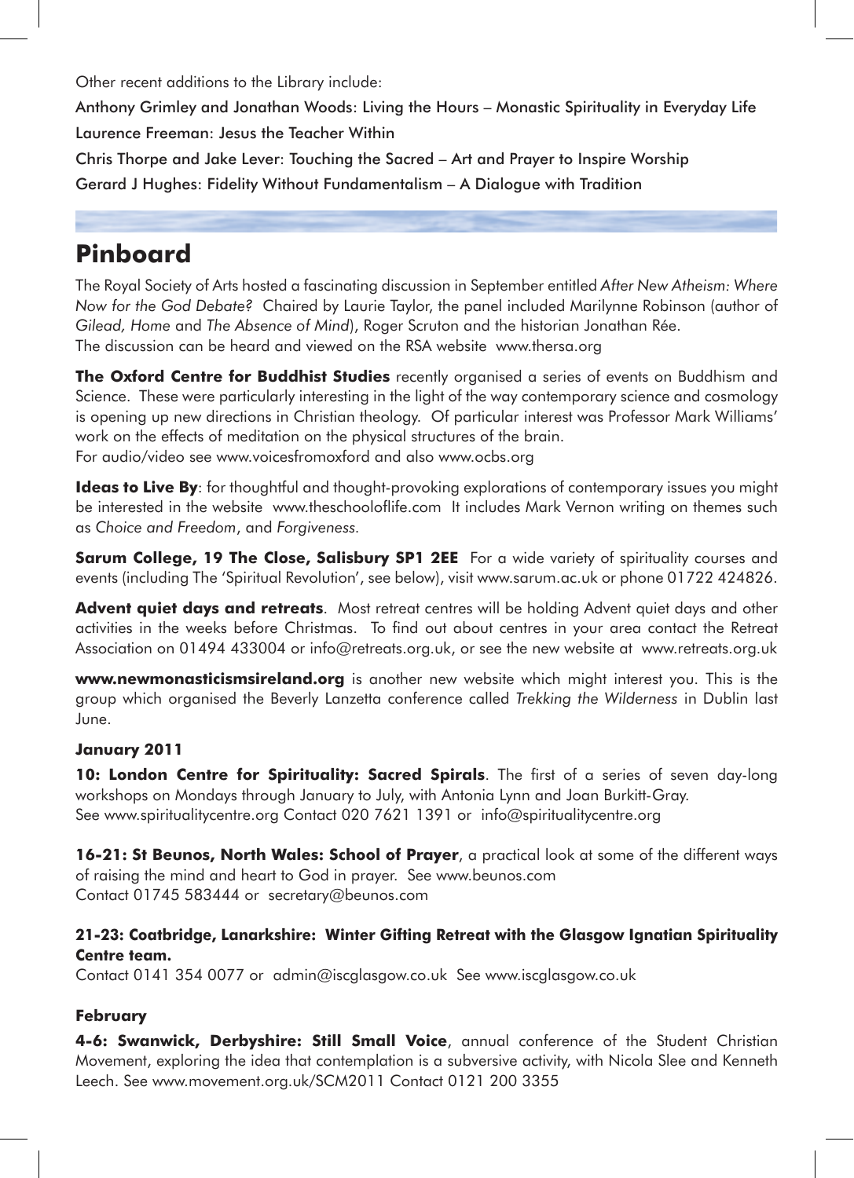Other recent additions to the Library include:

Anthony Grimley and Jonathan Woods: Living the Hours – Monastic Spirituality in Everyday Life

Laurence Freeman: Jesus the Teacher Within

Chris Thorpe and Jake Lever: Touching the Sacred – Art and Prayer to Inspire Worship

Gerard J Hughes: Fidelity Without Fundamentalism – A Dialogue with Tradition

## Pinboard

The Royal Society of Arts hosted a fascinating discussion in September entitled *After New Atheism: Where Now for the God Debate?* Chaired by Laurie Taylor, the panel included Marilynne Robinson (author of *Gilead, Home* and *The Absence of Mind*), Roger Scruton and the historian Jonathan Rée.
The discussion can be heard and viewed on the RSA website www.thersa.org

**The Oxford Centre for Buddhist Studies** recently organised a series of events on Buddhism and Science. These were particularly interesting in the light of the way contemporary science and cosmology is opening up new directions in Christian theology. Of particular interest was Professor Mark Williams' work on the effects of meditation on the physical structures of the brain.
For audio/video see www.voicesfromoxford and also www.ocbs.org

**Ideas to Live By**: for thoughtful and thought-provoking explorations of contemporary issues you might be interested in the website www.theschooloflife.com It includes Mark Vernon writing on themes such as *Choice and Freedom*, and *Forgiveness*.

**Sarum College, 19 The Close, Salisbury SP1 2EE** For a wide variety of spirituality courses and events (including The 'Spiritual Revolution', see below), visit www.sarum.ac.uk or phone 01722 424826.

**Advent quiet days and retreats**. Most retreat centres will be holding Advent quiet days and other activities in the weeks before Christmas. To find out about centres in your area contact the Retreat Association on 01494 433004 or info@retreats.org.uk, or see the new website at www.retreats.org.uk

**www.newmonasticismsireland.org** is another new website which might interest you. This is the group which organised the Beverly Lanzetta conference called *Trekking the Wilderness* in Dublin last June.

### January 2011

**10: London Centre for Spirituality: Sacred Spirals**. The first of a series of seven day-long workshops on Mondays through January to July, with Antonia Lynn and Joan Burkitt-Gray.
See www.spiritualitycentre.org Contact 020 7621 1391 or info@spiritualitycentre.org

**16-21: St Beunos, North Wales: School of Prayer**, a practical look at some of the different ways of raising the mind and heart to God in prayer. See www.beunos.com
Contact 01745 583444 or secretary@beunos.com

**21-23: Coatbridge, Lanarkshire: Winter Gifting Retreat with the Glasgow Ignatian Spirituality Centre team.**
Contact 0141 354 0077 or admin@iscglasgow.co.uk See www.iscglasgow.co.uk

### February

**4-6: Swanwick, Derbyshire: Still Small Voice**, annual conference of the Student Christian Movement, exploring the idea that contemplation is a subversive activity, with Nicola Slee and Kenneth Leech. See www.movement.org.uk/SCM2011 Contact 0121 200 3355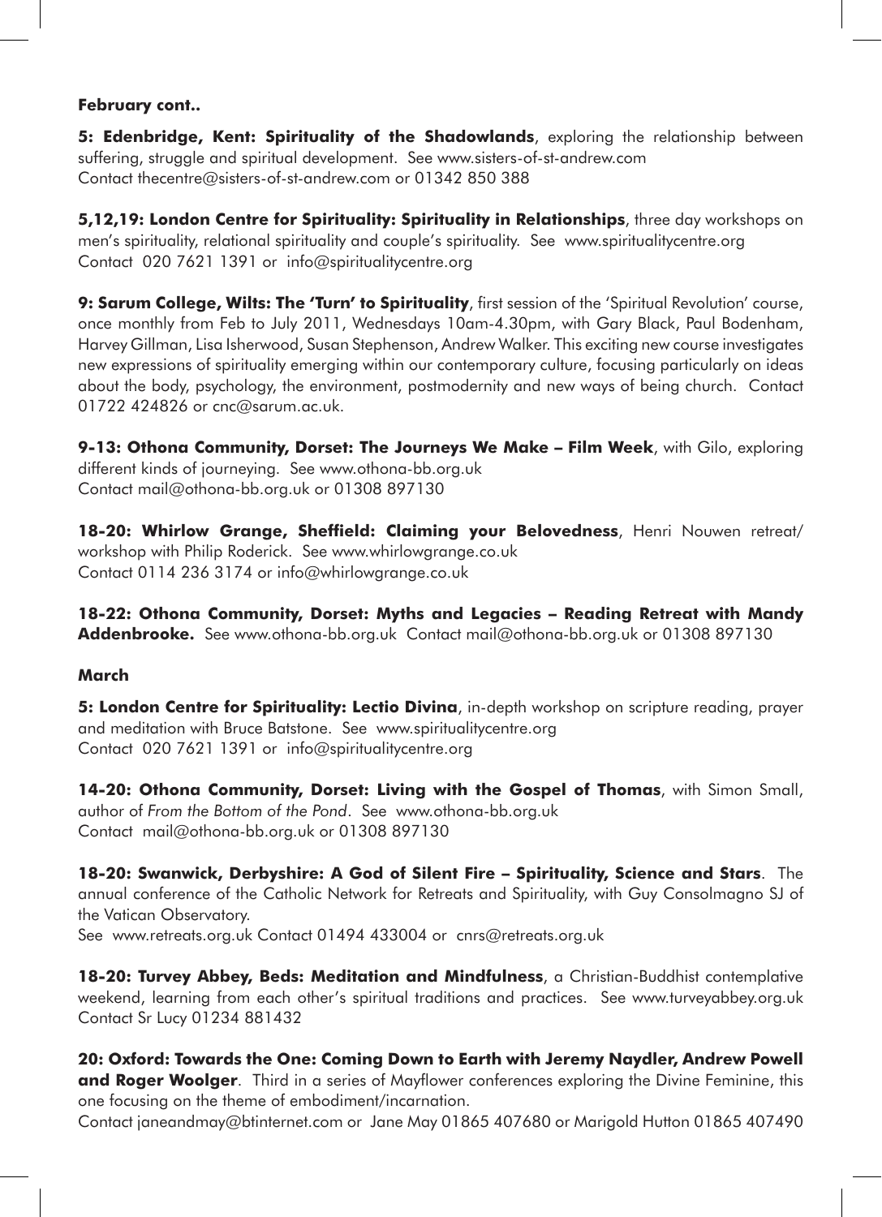**February cont..**

**5: Edenbridge, Kent: Spirituality of the Shadowlands**, exploring the relationship between suffering, struggle and spiritual development. See www.sisters-of-st-andrew.com
Contact thecentre@sisters-of-st-andrew.com or 01342 850 388

**5,12,19: London Centre for Spirituality: Spirituality in Relationships**, three day workshops on men's spirituality, relational spirituality and couple's spirituality. See www.spiritualitycentre.org
Contact 020 7621 1391 or info@spiritualitycentre.org

**9: Sarum College, Wilts: The 'Turn' to Spirituality**, first session of the 'Spiritual Revolution' course, once monthly from Feb to July 2011, Wednesdays 10am-4.30pm, with Gary Black, Paul Bodenham, Harvey Gillman, Lisa Isherwood, Susan Stephenson, Andrew Walker. This exciting new course investigates new expressions of spirituality emerging within our contemporary culture, focusing particularly on ideas about the body, psychology, the environment, postmodernity and new ways of being church. Contact 01722 424826 or cnc@sarum.ac.uk.

**9-13: Othona Community, Dorset: The Journeys We Make – Film Week**, with Gilo, exploring different kinds of journeying. See www.othona-bb.org.uk
Contact mail@othona-bb.org.uk or 01308 897130

**18-20: Whirlow Grange, Sheffield: Claiming your Belovedness**, Henri Nouwen retreat/ workshop with Philip Roderick. See www.whirlowgrange.co.uk
Contact 0114 236 3174 or info@whirlowgrange.co.uk

**18-22: Othona Community, Dorset: Myths and Legacies – Reading Retreat with Mandy Addenbrooke.** See www.othona-bb.org.uk Contact mail@othona-bb.org.uk or 01308 897130

**March**

**5: London Centre for Spirituality: Lectio Divina**, in-depth workshop on scripture reading, prayer and meditation with Bruce Batstone. See www.spiritualitycentre.org
Contact 020 7621 1391 or info@spiritualitycentre.org

**14-20: Othona Community, Dorset: Living with the Gospel of Thomas**, with Simon Small, author of *From the Bottom of the Pond*. See www.othona-bb.org.uk
Contact mail@othona-bb.org.uk or 01308 897130

**18-20: Swanwick, Derbyshire: A God of Silent Fire – Spirituality, Science and Stars**. The annual conference of the Catholic Network for Retreats and Spirituality, with Guy Consolmagno SJ of the Vatican Observatory.
See www.retreats.org.uk Contact 01494 433004 or cnrs@retreats.org.uk

**18-20: Turvey Abbey, Beds: Meditation and Mindfulness**, a Christian-Buddhist contemplative weekend, learning from each other's spiritual traditions and practices. See www.turveyabbey.org.uk
Contact Sr Lucy 01234 881432

**20: Oxford: Towards the One: Coming Down to Earth with Jeremy Naydler, Andrew Powell and Roger Woolger**. Third in a series of Mayflower conferences exploring the Divine Feminine, this one focusing on the theme of embodiment/incarnation.
Contact janeandmay@btinternet.com or Jane May 01865 407680 or Marigold Hutton 01865 407490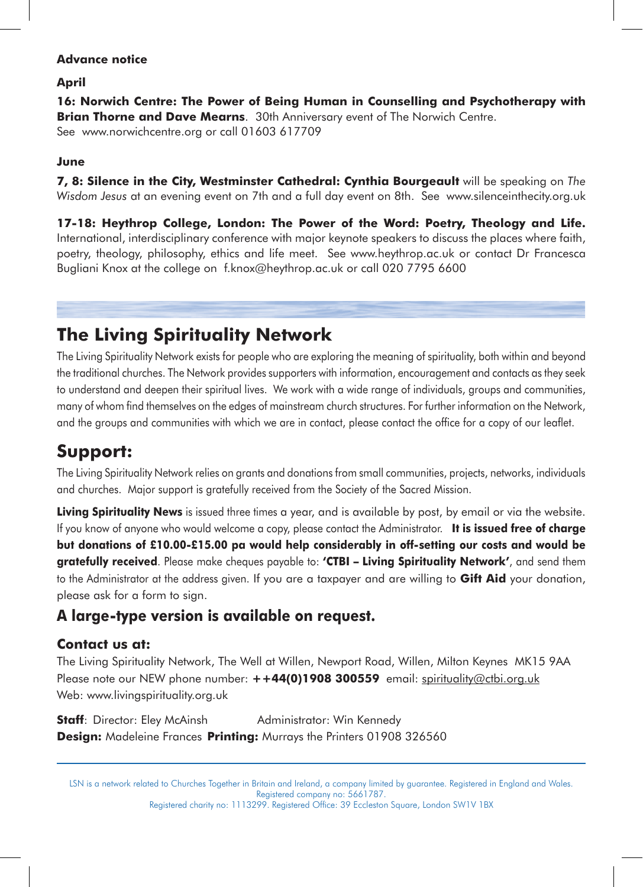**Advance notice**

**April**

**16: Norwich Centre: The Power of Being Human in Counselling and Psychotherapy with Brian Thorne and Dave Mearns**. 30th Anniversary event of The Norwich Centre. See www.norwichcentre.org or call 01603 617709

**June**

**7, 8: Silence in the City, Westminster Cathedral: Cynthia Bourgeault** will be speaking on *The Wisdom Jesus* at an evening event on 7th and a full day event on 8th. See www.silenceinthecity.org.uk

**17-18: Heythrop College, London: The Power of the Word: Poetry, Theology and Life.** International, interdisciplinary conference with major keynote speakers to discuss the places where faith, poetry, theology, philosophy, ethics and life meet. See www.heythrop.ac.uk or contact Dr Francesca Bugliani Knox at the college on f.knox@heythrop.ac.uk or call 020 7795 6600

## The Living Spirituality Network

The Living Spirituality Network exists for people who are exploring the meaning of spirituality, both within and beyond the traditional churches. The Network provides supporters with information, encouragement and contacts as they seek to understand and deepen their spiritual lives. We work with a wide range of individuals, groups and communities, many of whom find themselves on the edges of mainstream church structures. For further information on the Network, and the groups and communities with which we are in contact, please contact the office for a copy of our leaflet.

## Support:

The Living Spirituality Network relies on grants and donations from small communities, projects, networks, individuals and churches. Major support is gratefully received from the Society of the Sacred Mission.

**Living Spirituality News** is issued three times a year, and is available by post, by email or via the website. If you know of anyone who would welcome a copy, please contact the Administrator. **It is issued free of charge but donations of £10.00-£15.00 pa would help considerably in off-setting our costs and would be gratefully received**. Please make cheques payable to: **'CTBI – Living Spirituality Network'**, and send them to the Administrator at the address given. If you are a taxpayer and are willing to **Gift Aid** your donation, please ask for a form to sign.

### A large-type version is available on request.

### Contact us at:

The Living Spirituality Network, The Well at Willen, Newport Road, Willen, Milton Keynes MK15 9AA
Please note our NEW phone number: **++44(0)1908 300559** email: spirituality@ctbi.org.uk
Web: www.livingspirituality.org.uk

**Staff**: Director: Eley McAinsh Administrator: Win Kennedy
**Design:** Madeleine Frances **Printing:** Murrays the Printers 01908 326560

LSN is a network related to Churches Together in Britain and Ireland, a company limited by guarantee. Registered in England and Wales. Registered company no: 5661787.
Registered charity no: 1113299. Registered Office: 39 Eccleston Square, London SW1V 1BX